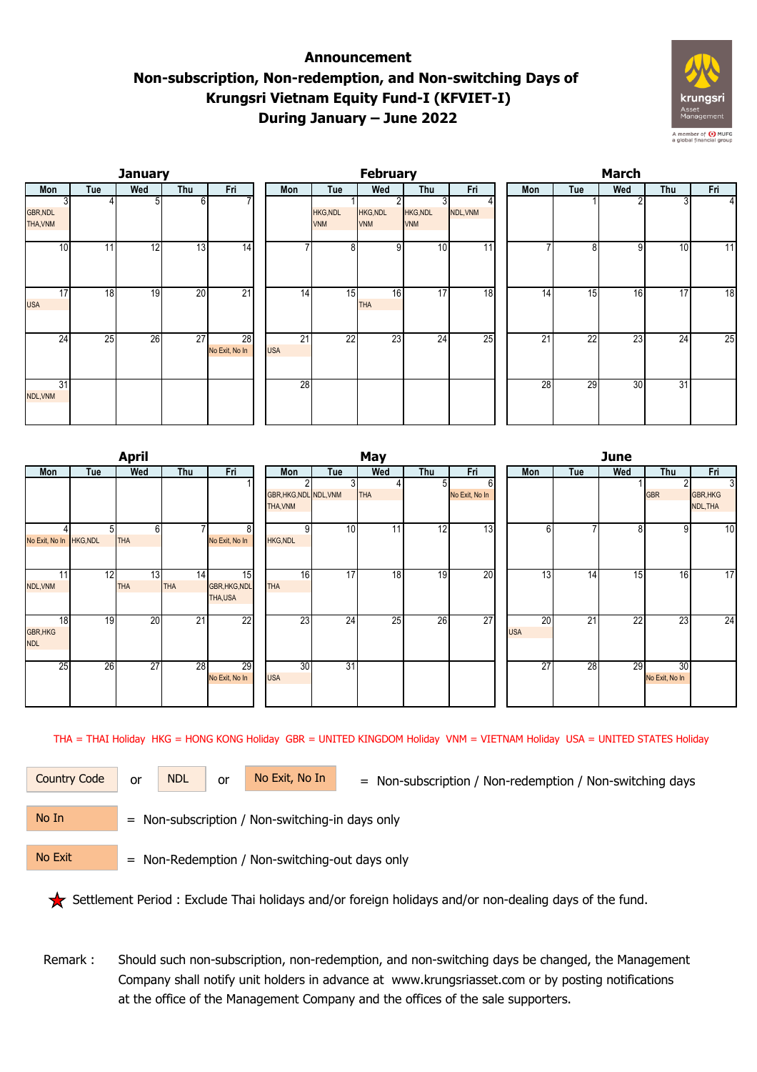# Announcement
# Non-subscription, Non-redemption, and Non-switching Days of Krungsri Vietnam Equity Fund-I (KFVIET-I)
# During January – June 2022

### January

| Mon | Tue | Wed | Thu | Fri |
|---|---|---|---|---|
| 3 GBR,NDL THA,VNM | 4 | 5 | 6 | 7 |
| 10 | 11 | 12 | 13 | 14 |
| 17 USA | 18 | 19 | 20 | 21 |
| 24 | 25 | 26 | 27 | 28 No Exit, No In |
| 31 NDL,VNM | | | | |

### February

| Mon | Tue | Wed | Thu | Fri |
|---|---|---|---|---|
| | 1 HKG,NDL VNM | 2 HKG,NDL VNM | 3 HKG,NDL VNM | 4 NDL,VNM |
| 7 | 8 | 9 | 10 | 11 |
| 14 | 15 | 16 THA | 17 | 18 |
| 21 USA | 22 | 23 | 24 | 25 |
| 28 | | | | |

### March

| Mon | Tue | Wed | Thu | Fri |
|---|---|---|---|---|
| | 1 | 2 | 3 | 4 |
| 7 | 8 | 9 | 10 | 11 |
| 14 | 15 | 16 | 17 | 18 |
| 21 | 22 | 23 | 24 | 25 |
| 28 | 29 | 30 | 31 | |

### April

| Mon | Tue | Wed | Thu | Fri |
|---|---|---|---|---|
| | | | | 1 |
| 4 No Exit, No In | 5 HKG,NDL | 6 THA | 7 | 8 No Exit, No In |
| 11 NDL,VNM | 12 | 13 THA | 14 THA | 15 GBR,HKG,NDL THA,USA |
| 18 GBR,HKG NDL | 19 | 20 | 21 | 22 |
| 25 | 26 | 27 | 28 | 29 No Exit, No In |

### May

| Mon | Tue | Wed | Thu | Fri |
|---|---|---|---|---|
| 2 GBR,HKG,NDL THA,VNM | 3 NDL,VNM | 4 THA | 5 | 6 No Exit, No In |
| 9 HKG,NDL | 10 | 11 | 12 | 13 |
| 16 THA | 17 | 18 | 19 | 20 |
| 23 | 24 | 25 | 26 | 27 |
| 30 USA | 31 | | | |

### June

| Mon | Tue | Wed | Thu | Fri |
|---|---|---|---|---|
| | | 1 | 2 GBR | 3 GBR,HKG NDL,THA |
| 6 | 7 | 8 | 9 | 10 |
| 13 | 14 | 15 | 16 | 17 |
| 20 USA | 21 | 22 | 23 | 24 |
| 27 | 28 | 29 | 30 No Exit, No In | |

THA = THAI Holiday HKG = HONG KONG Holiday GBR = UNITED KINGDOM Holiday VNM = VIETNAM Holiday USA = UNITED STATES Holiday

Country Code or NDL or No Exit, No In = Non-subscription / Non-redemption / Non-switching days

No In = Non-subscription / Non-switching-in days only

No Exit = Non-Redemption / Non-switching-out days only

★ Settlement Period : Exclude Thai holidays and/or foreign holidays and/or non-dealing days of the fund.

Remark : Should such non-subscription, non-redemption, and non-switching days be changed, the Management Company shall notify unit holders in advance at www.krungsriasset.com or by posting notifications at the office of the Management Company and the offices of the sale supporters.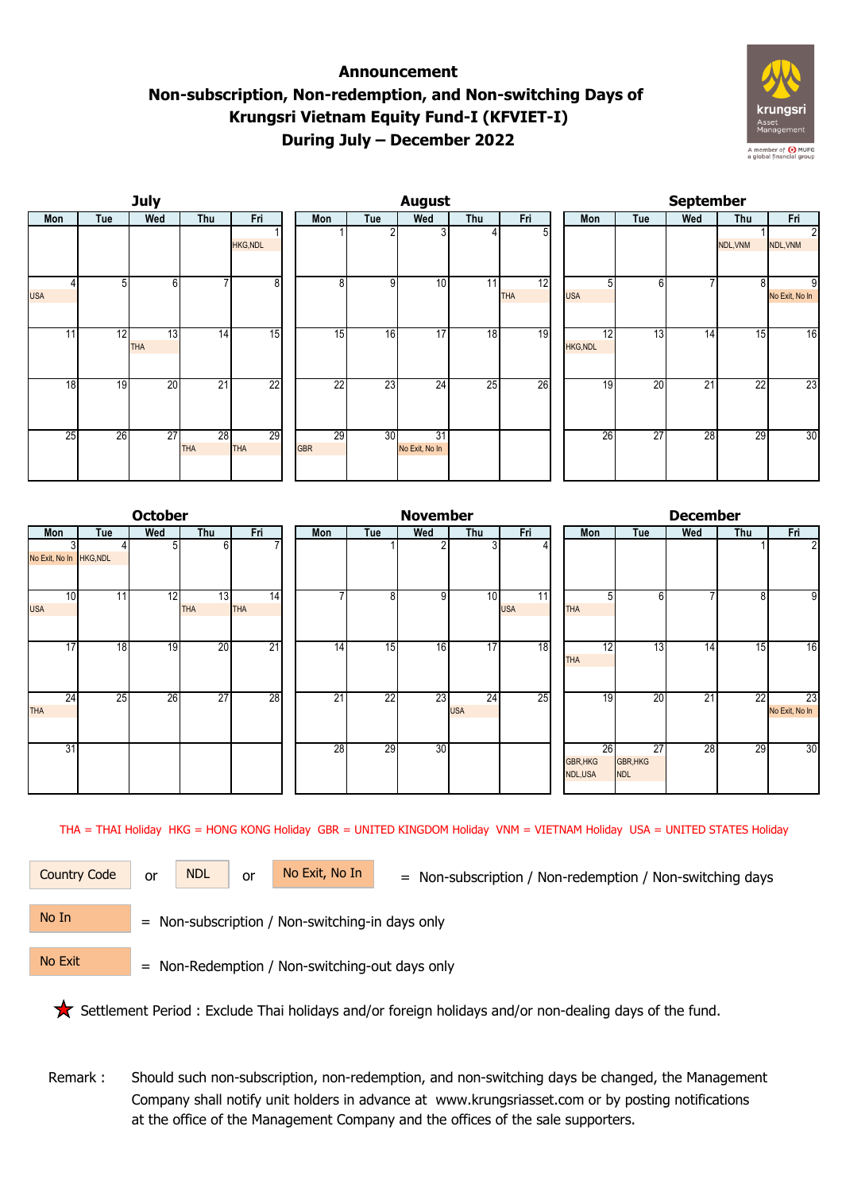# Announcement
## Non-subscription, Non-redemption, and Non-switching Days of Krungsri Vietnam Equity Fund-I (KFVIET-I) During July – December 2022

### July

| Mon | Tue | Wed | Thu | Fri |
|---|---|---|---|---|
| | | | | 1 HKG,NDL |
| 4 USA | 5 | 6 | 7 | 8 |
| 11 | 12 | 13 THA | 14 | 15 |
| 18 | 19 | 20 | 21 | 22 |
| 25 | 26 | 27 | 28 THA | 29 THA |

### August

| Mon | Tue | Wed | Thu | Fri |
|---|---|---|---|---|
| 1 | 2 | 3 | 4 | 5 |
| 8 | 9 | 10 | 11 | 12 THA |
| 15 | 16 | 17 | 18 | 19 |
| 22 | 23 | 24 | 25 | 26 |
| 29 GBR | 30 | 31 No Exit, No In | | |

### September

| Mon | Tue | Wed | Thu | Fri |
|---|---|---|---|---|
| | | | 1 NDL,VNM | 2 NDL,VNM |
| 5 USA | 6 | 7 | 8 | 9 No Exit, No In |
| 12 HKG,NDL | 13 | 14 | 15 | 16 |
| 19 | 20 | 21 | 22 | 23 |
| 26 | 27 | 28 | 29 | 30 |

### October

| Mon | Tue | Wed | Thu | Fri |
|---|---|---|---|---|
| 3 No Exit, No In | 4 HKG,NDL | 5 | 6 | 7 |
| 10 USA | 11 | 12 | 13 THA | 14 THA |
| 17 | 18 | 19 | 20 | 21 |
| 24 THA | 25 | 26 | 27 | 28 |
| 31 | | | | |

### November

| Mon | Tue | Wed | Thu | Fri |
|---|---|---|---|---|
| | 1 | 2 | 3 | 4 |
| 7 | 8 | 9 | 10 | 11 USA |
| 14 | 15 | 16 | 17 | 18 |
| 21 | 22 | 23 | 24 USA | 25 |
| 28 | 29 | 30 | | |

### December

| Mon | Tue | Wed | Thu | Fri |
|---|---|---|---|---|
| | | | 1 | 2 |
| 5 THA | 6 | 7 | 8 | 9 |
| 12 THA | 13 | 14 | 15 | 16 |
| 19 | 20 | 21 | 22 | 23 No Exit, No In |
| 26 GBR,HKG NDL,USA | 27 GBR,HKG NDL | 28 | 29 | 30 |

THA = THAI Holiday HKG = HONG KONG Holiday GBR = UNITED KINGDOM Holiday VNM = VIETNAM Holiday USA = UNITED STATES Holiday

Country Code or NDL or No Exit, No In = Non-subscription / Non-redemption / Non-switching days

No In = Non-subscription / Non-switching-in days only

No Exit = Non-Redemption / Non-switching-out days only

★ Settlement Period : Exclude Thai holidays and/or foreign holidays and/or non-dealing days of the fund.

Remark : Should such non-subscription, non-redemption, and non-switching days be changed, the Management Company shall notify unit holders in advance at www.krungsriasset.com or by posting notifications at the office of the Management Company and the offices of the sale supporters.